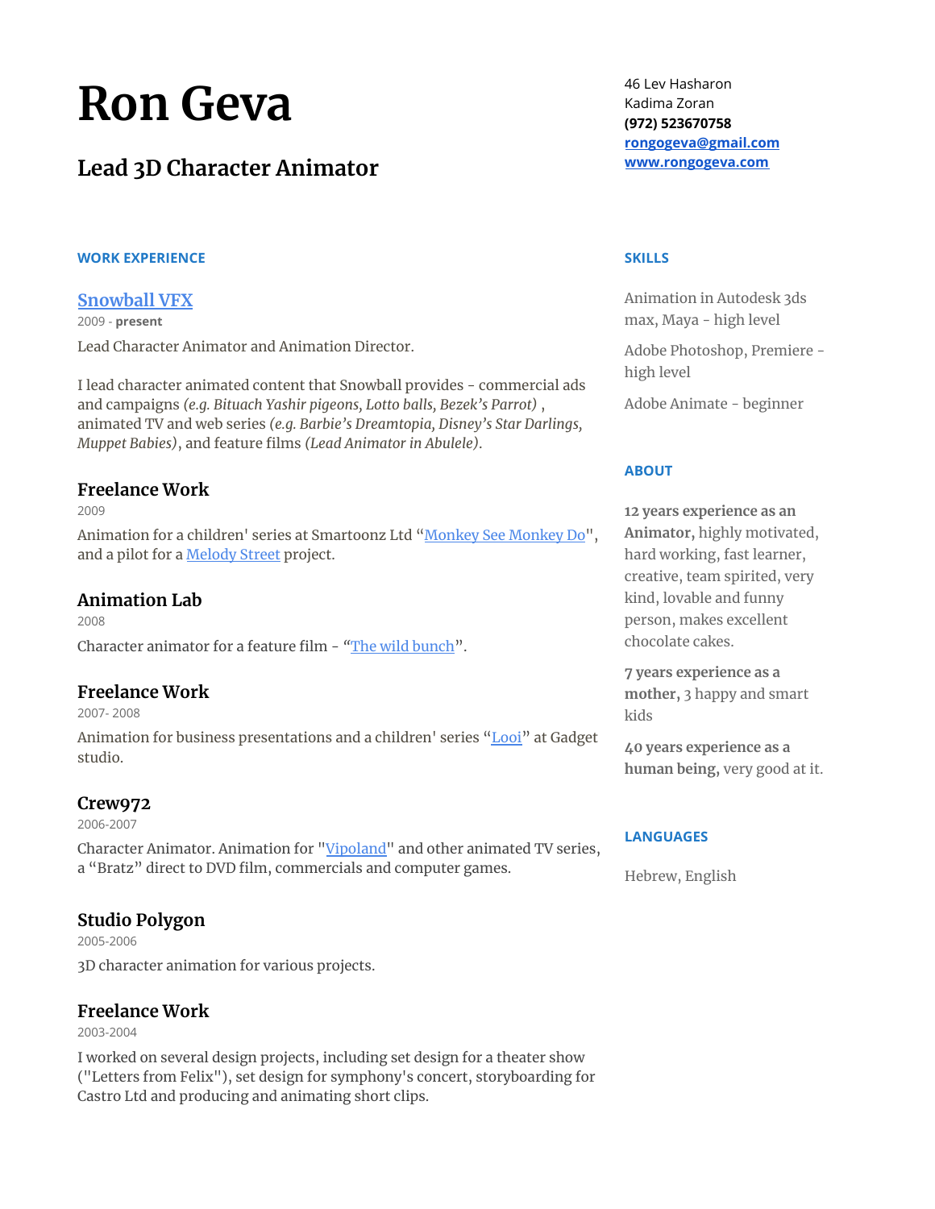# Ron Geva

## Lead 3D Character Animator

46 Lev Hasharon
Kadima Zoran
**(972) 523670758**
**rongogeva@gmail.com**
**www.rongogeva.com**

### WORK EXPERIENCE

### Snowball VFX

2009 - **present**

Lead Character Animator and Animation Director.

I lead character animated content that Snowball provides - commercial ads and campaigns *(e.g. Bituach Yashir pigeons, Lotto balls, Bezek's Parrot)* , animated TV and web series *(e.g. Barbie's Dreamtopia, Disney's Star Darlings, Muppet Babies)*, and feature films *(Lead Animator in Abulele)*.

### Freelance Work

2009

Animation for a children' series at Smartoonz Ltd "Monkey See Monkey Do", and a pilot for a Melody Street project.

### Animation Lab

2008

Character animator for a feature film - "The wild bunch".

### Freelance Work

2007- 2008

Animation for business presentations and a children' series "Looi" at Gadget studio.

### Crew972

2006-2007

Character Animator. Animation for "Vipoland" and other animated TV series, a "Bratz" direct to DVD film, commercials and computer games.

### Studio Polygon

2005-2006

3D character animation for various projects.

### Freelance Work

2003-2004

I worked on several design projects, including set design for a theater show ("Letters from Felix"), set design for symphony's concert, storyboarding for Castro Ltd and producing and animating short clips.

### SKILLS

Animation in Autodesk 3ds max, Maya - high level

Adobe Photoshop, Premiere - high level

Adobe Animate - beginner

### ABOUT

**12 years experience as an Animator,** highly motivated, hard working, fast learner, creative, team spirited, very kind, lovable and funny person, makes excellent chocolate cakes.

**7 years experience as a mother,** 3 happy and smart kids

**40 years experience as a human being,** very good at it.

### LANGUAGES

Hebrew, English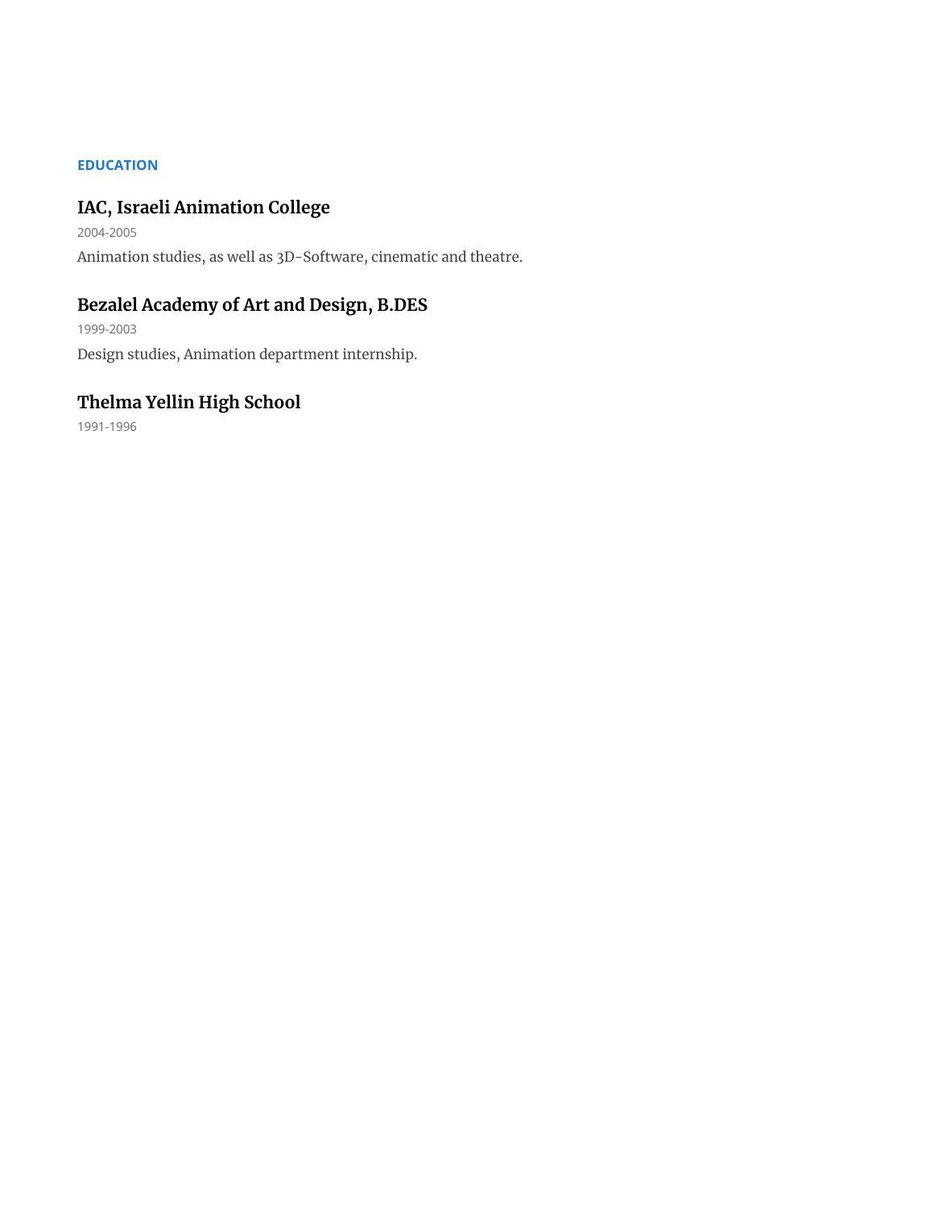## EDUCATION

### IAC, Israeli Animation College

2004-2005

Animation studies, as well as 3D-Software, cinematic and theatre.

### Bezalel Academy of Art and Design, B.DES

1999-2003

Design studies, Animation department internship.

### Thelma Yellin High School

1991-1996